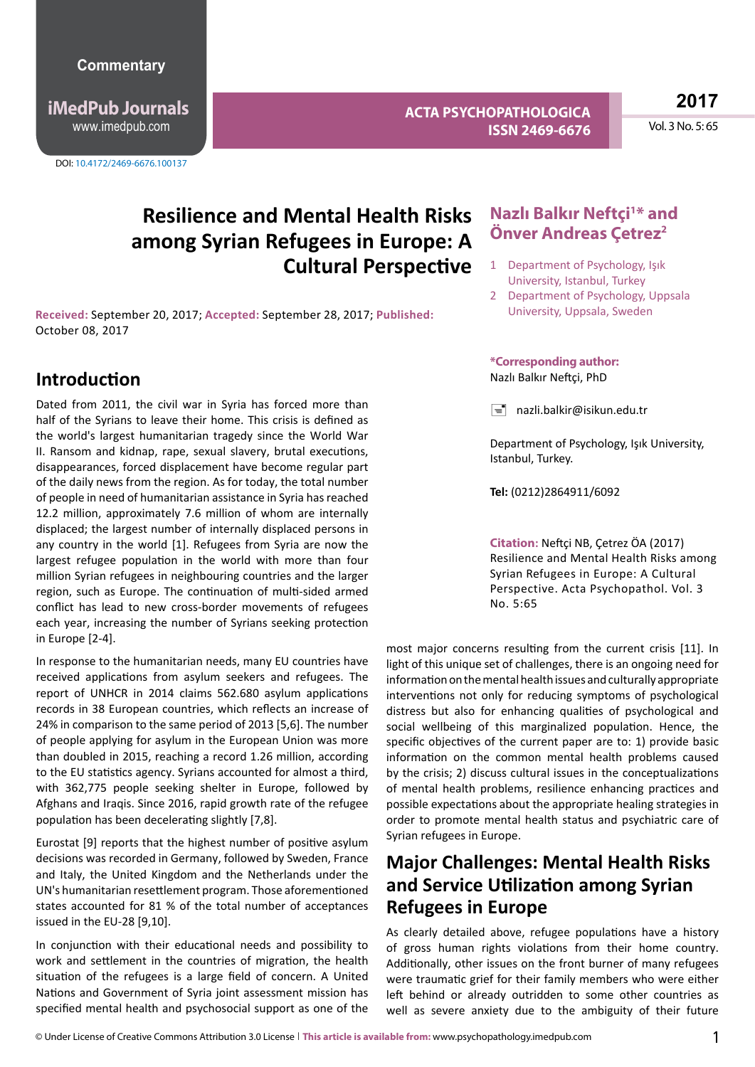Commentary

DOI: 10.4172/2469-6676.100137

# Resilience and Mental Health Risks among Syrian Refugees in Europe: A Cultural Perspective

**Nazlı Balkır Neftçi[1]* and Önver Andreas Çetrez[2]**

1 Department of Psychology, Işık University, Istanbul, Turkey

2 Department of Psychology, Uppsala University, Uppsala, Sweden

**\*Corresponding author:** Nazlı Balkır Neftçi, PhD

nazli.balkir@isikun.edu.tr

Department of Psychology, Işık University, Istanbul, Turkey.

**Tel:** (0212)2864911/6092

**Citation:** Neftçi NB, Çetrez ÖA (2017) Resilience and Mental Health Risks among Syrian Refugees in Europe: A Cultural Perspective. Acta Psychopathol. Vol. 3 No. 5:65

**Received:** September 20, 2017; **Accepted:** September 28, 2017; **Published:** October 08, 2017

## Introduction

Dated from 2011, the civil war in Syria has forced more than half of the Syrians to leave their home. This crisis is defined as the world's largest humanitarian tragedy since the World War II. Ransom and kidnap, rape, sexual slavery, brutal executions, disappearances, forced displacement have become regular part of the daily news from the region. As for today, the total number of people in need of humanitarian assistance in Syria has reached 12.2 million, approximately 7.6 million of whom are internally displaced; the largest number of internally displaced persons in any country in the world [1]. Refugees from Syria are now the largest refugee population in the world with more than four million Syrian refugees in neighbouring countries and the larger region, such as Europe. The continuation of multi-sided armed conflict has lead to new cross-border movements of refugees each year, increasing the number of Syrians seeking protection in Europe [2-4].

In response to the humanitarian needs, many EU countries have received applications from asylum seekers and refugees. The report of UNHCR in 2014 claims 562.680 asylum applications records in 38 European countries, which reflects an increase of 24% in comparison to the same period of 2013 [5,6]. The number of people applying for asylum in the European Union was more than doubled in 2015, reaching a record 1.26 million, according to the EU statistics agency. Syrians accounted for almost a third, with 362,775 people seeking shelter in Europe, followed by Afghans and Iraqis. Since 2016, rapid growth rate of the refugee population has been decelerating slightly [7,8].

Eurostat [9] reports that the highest number of positive asylum decisions was recorded in Germany, followed by Sweden, France and Italy, the United Kingdom and the Netherlands under the UN's humanitarian resettlement program. Those aforementioned states accounted for 81 % of the total number of acceptances issued in the EU-28 [9,10].

In conjunction with their educational needs and possibility to work and settlement in the countries of migration, the health situation of the refugees is a large field of concern. A United Nations and Government of Syria joint assessment mission has specified mental health and psychosocial support as one of the most major concerns resulting from the current crisis [11]. In light of this unique set of challenges, there is an ongoing need for information on the mental health issues and culturally appropriate interventions not only for reducing symptoms of psychological distress but also for enhancing qualities of psychological and social wellbeing of this marginalized population. Hence, the specific objectives of the current paper are to: 1) provide basic information on the common mental health problems caused by the crisis; 2) discuss cultural issues in the conceptualizations of mental health problems, resilience enhancing practices and possible expectations about the appropriate healing strategies in order to promote mental health status and psychiatric care of Syrian refugees in Europe.

## Major Challenges: Mental Health Risks and Service Utilization among Syrian Refugees in Europe

As clearly detailed above, refugee populations have a history of gross human rights violations from their home country. Additionally, other issues on the front burner of many refugees were traumatic grief for their family members who were either left behind or already outridden to some other countries as well as severe anxiety due to the ambiguity of their future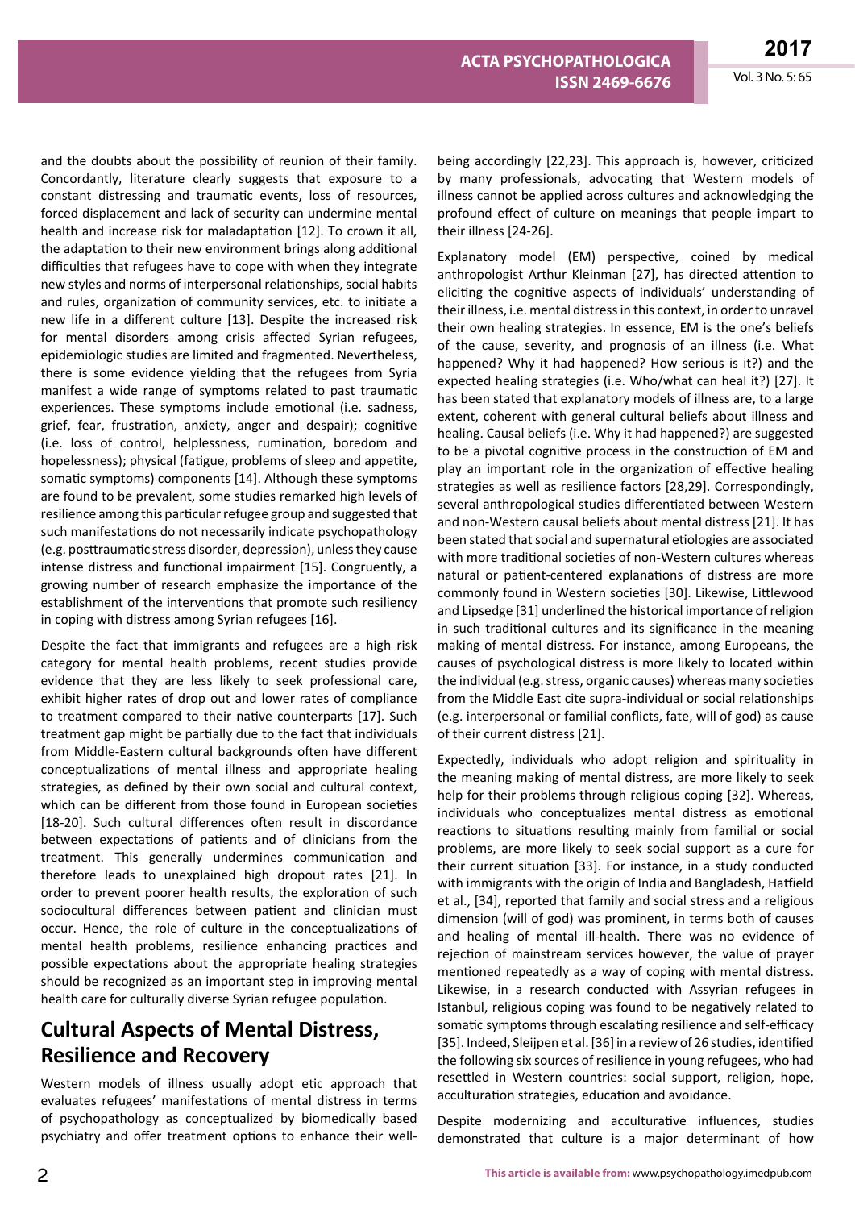and the doubts about the possibility of reunion of their family. Concordantly, literature clearly suggests that exposure to a constant distressing and traumatic events, loss of resources, forced displacement and lack of security can undermine mental health and increase risk for maladaptation [12]. To crown it all, the adaptation to their new environment brings along additional difficulties that refugees have to cope with when they integrate new styles and norms of interpersonal relationships, social habits and rules, organization of community services, etc. to initiate a new life in a different culture [13]. Despite the increased risk for mental disorders among crisis affected Syrian refugees, epidemiologic studies are limited and fragmented. Nevertheless, there is some evidence yielding that the refugees from Syria manifest a wide range of symptoms related to past traumatic experiences. These symptoms include emotional (i.e. sadness, grief, fear, frustration, anxiety, anger and despair); cognitive (i.e. loss of control, helplessness, rumination, boredom and hopelessness); physical (fatigue, problems of sleep and appetite, somatic symptoms) components [14]. Although these symptoms are found to be prevalent, some studies remarked high levels of resilience among this particular refugee group and suggested that such manifestations do not necessarily indicate psychopathology (e.g. posttraumatic stress disorder, depression), unless they cause intense distress and functional impairment [15]. Congruently, a growing number of research emphasize the importance of the establishment of the interventions that promote such resiliency in coping with distress among Syrian refugees [16].

Despite the fact that immigrants and refugees are a high risk category for mental health problems, recent studies provide evidence that they are less likely to seek professional care, exhibit higher rates of drop out and lower rates of compliance to treatment compared to their native counterparts [17]. Such treatment gap might be partially due to the fact that individuals from Middle-Eastern cultural backgrounds often have different conceptualizations of mental illness and appropriate healing strategies, as defined by their own social and cultural context, which can be different from those found in European societies [18-20]. Such cultural differences often result in discordance between expectations of patients and of clinicians from the treatment. This generally undermines communication and therefore leads to unexplained high dropout rates [21]. In order to prevent poorer health results, the exploration of such sociocultural differences between patient and clinician must occur. Hence, the role of culture in the conceptualizations of mental health problems, resilience enhancing practices and possible expectations about the appropriate healing strategies should be recognized as an important step in improving mental health care for culturally diverse Syrian refugee population.

## Cultural Aspects of Mental Distress, Resilience and Recovery

Western models of illness usually adopt etic approach that evaluates refugees' manifestations of mental distress in terms of psychopathology as conceptualized by biomedically based psychiatry and offer treatment options to enhance their well-being accordingly [22,23]. This approach is, however, criticized by many professionals, advocating that Western models of illness cannot be applied across cultures and acknowledging the profound effect of culture on meanings that people impart to their illness [24-26].

Explanatory model (EM) perspective, coined by medical anthropologist Arthur Kleinman [27], has directed attention to eliciting the cognitive aspects of individuals' understanding of their illness, i.e. mental distress in this context, in order to unravel their own healing strategies. In essence, EM is the one's beliefs of the cause, severity, and prognosis of an illness (i.e. What happened? Why it had happened? How serious is it?) and the expected healing strategies (i.e. Who/what can heal it?) [27]. It has been stated that explanatory models of illness are, to a large extent, coherent with general cultural beliefs about illness and healing. Causal beliefs (i.e. Why it had happened?) are suggested to be a pivotal cognitive process in the construction of EM and play an important role in the organization of effective healing strategies as well as resilience factors [28,29]. Correspondingly, several anthropological studies differentiated between Western and non-Western causal beliefs about mental distress [21]. It has been stated that social and supernatural etiologies are associated with more traditional societies of non-Western cultures whereas natural or patient-centered explanations of distress are more commonly found in Western societies [30]. Likewise, Littlewood and Lipsedge [31] underlined the historical importance of religion in such traditional cultures and its significance in the meaning making of mental distress. For instance, among Europeans, the causes of psychological distress is more likely to located within the individual (e.g. stress, organic causes) whereas many societies from the Middle East cite supra-individual or social relationships (e.g. interpersonal or familial conflicts, fate, will of god) as cause of their current distress [21].

Expectedly, individuals who adopt religion and spirituality in the meaning making of mental distress, are more likely to seek help for their problems through religious coping [32]. Whereas, individuals who conceptualizes mental distress as emotional reactions to situations resulting mainly from familial or social problems, are more likely to seek social support as a cure for their current situation [33]. For instance, in a study conducted with immigrants with the origin of India and Bangladesh, Hatfield et al., [34], reported that family and social stress and a religious dimension (will of god) was prominent, in terms both of causes and healing of mental ill-health. There was no evidence of rejection of mainstream services however, the value of prayer mentioned repeatedly as a way of coping with mental distress. Likewise, in a research conducted with Assyrian refugees in Istanbul, religious coping was found to be negatively related to somatic symptoms through escalating resilience and self-efficacy [35]. Indeed, Sleijpen et al. [36] in a review of 26 studies, identified the following six sources of resilience in young refugees, who had resettled in Western countries: social support, religion, hope, acculturation strategies, education and avoidance.

Despite modernizing and acculturative influences, studies demonstrated that culture is a major determinant of how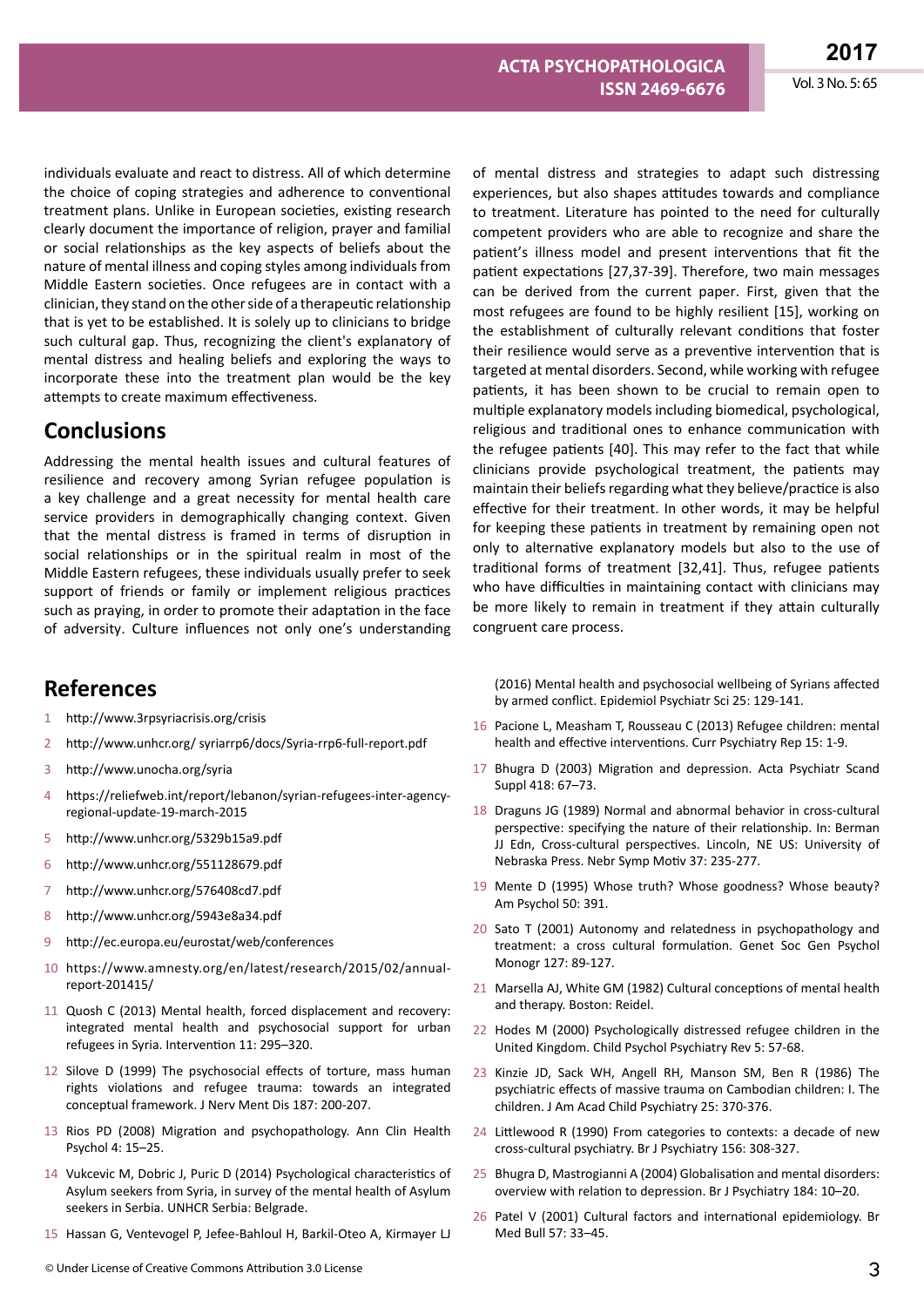individuals evaluate and react to distress. All of which determine the choice of coping strategies and adherence to conventional treatment plans. Unlike in European societies, existing research clearly document the importance of religion, prayer and familial or social relationships as the key aspects of beliefs about the nature of mental illness and coping styles among individuals from Middle Eastern societies. Once refugees are in contact with a clinician, they stand on the other side of a therapeutic relationship that is yet to be established. It is solely up to clinicians to bridge such cultural gap. Thus, recognizing the client's explanatory of mental distress and healing beliefs and exploring the ways to incorporate these into the treatment plan would be the key attempts to create maximum effectiveness.

## Conclusions

Addressing the mental health issues and cultural features of resilience and recovery among Syrian refugee population is a key challenge and a great necessity for mental health care service providers in demographically changing context. Given that the mental distress is framed in terms of disruption in social relationships or in the spiritual realm in most of the Middle Eastern refugees, these individuals usually prefer to seek support of friends or family or implement religious practices such as praying, in order to promote their adaptation in the face of adversity. Culture influences not only one's understanding of mental distress and strategies to adapt such distressing experiences, but also shapes attitudes towards and compliance to treatment. Literature has pointed to the need for culturally competent providers who are able to recognize and share the patient's illness model and present interventions that fit the patient expectations [27,37-39]. Therefore, two main messages can be derived from the current paper. First, given that the most refugees are found to be highly resilient [15], working on the establishment of culturally relevant conditions that foster their resilience would serve as a preventive intervention that is targeted at mental disorders. Second, while working with refugee patients, it has been shown to be crucial to remain open to multiple explanatory models including biomedical, psychological, religious and traditional ones to enhance communication with the refugee patients [40]. This may refer to the fact that while clinicians provide psychological treatment, the patients may maintain their beliefs regarding what they believe/practice is also effective for their treatment. In other words, it may be helpful for keeping these patients in treatment by remaining open not only to alternative explanatory models but also to the use of traditional forms of treatment [32,41]. Thus, refugee patients who have difficulties in maintaining contact with clinicians may be more likely to remain in treatment if they attain culturally congruent care process.

## References

1. http://www.3rpsyriacrisis.org/crisis
2. http://www.unhcr.org/ syriarrp6/docs/Syria-rrp6-full-report.pdf
3. http://www.unocha.org/syria
4. https://reliefweb.int/report/lebanon/syrian-refugees-inter-agency-regional-update-19-march-2015
5. http://www.unhcr.org/5329b15a9.pdf
6. http://www.unhcr.org/551128679.pdf
7. http://www.unhcr.org/576408cd7.pdf
8. http://www.unhcr.org/5943e8a34.pdf
9. http://ec.europa.eu/eurostat/web/conferences
10. https://www.amnesty.org/en/latest/research/2015/02/annual-report-201415/
11. Quosh C (2013) Mental health, forced displacement and recovery: integrated mental health and psychosocial support for urban refugees in Syria. Intervention 11: 295–320.
12. Silove D (1999) The psychosocial effects of torture, mass human rights violations and refugee trauma: towards an integrated conceptual framework. J Nerv Ment Dis 187: 200-207.
13. Rios PD (2008) Migration and psychopathology. Ann Clin Health Psychol 4: 15–25.
14. Vukcevic M, Dobric J, Puric D (2014) Psychological characteristics of Asylum seekers from Syria, in survey of the mental health of Asylum seekers in Serbia. UNHCR Serbia: Belgrade.
15. Hassan G, Ventevogel P, Jefee-Bahloul H, Barkil-Oteo A, Kirmayer LJ (2016) Mental health and psychosocial wellbeing of Syrians affected by armed conflict. Epidemiol Psychiatr Sci 25: 129-141.
16. Pacione L, Measham T, Rousseau C (2013) Refugee children: mental health and effective interventions. Curr Psychiatry Rep 15: 1-9.
17. Bhugra D (2003) Migration and depression. Acta Psychiatr Scand Suppl 418: 67–73.
18. Draguns JG (1989) Normal and abnormal behavior in cross-cultural perspective: specifying the nature of their relationship. In: Berman JJ Edn, Cross-cultural perspectives. Lincoln, NE US: University of Nebraska Press. Nebr Symp Motiv 37: 235-277.
19. Mente D (1995) Whose truth? Whose goodness? Whose beauty? Am Psychol 50: 391.
20. Sato T (2001) Autonomy and relatedness in psychopathology and treatment: a cross cultural formulation. Genet Soc Gen Psychol Monogr 127: 89-127.
21. Marsella AJ, White GM (1982) Cultural conceptions of mental health and therapy. Boston: Reidel.
22. Hodes M (2000) Psychologically distressed refugee children in the United Kingdom. Child Psychol Psychiatry Rev 5: 57-68.
23. Kinzie JD, Sack WH, Angell RH, Manson SM, Ben R (1986) The psychiatric effects of massive trauma on Cambodian children: I. The children. J Am Acad Child Psychiatry 25: 370-376.
24. Littlewood R (1990) From categories to contexts: a decade of new cross-cultural psychiatry. Br J Psychiatry 156: 308-327.
25. Bhugra D, Mastrogianni A (2004) Globalisation and mental disorders: overview with relation to depression. Br J Psychiatry 184: 10–20.
26. Patel V (2001) Cultural factors and international epidemiology. Br Med Bull 57: 33–45.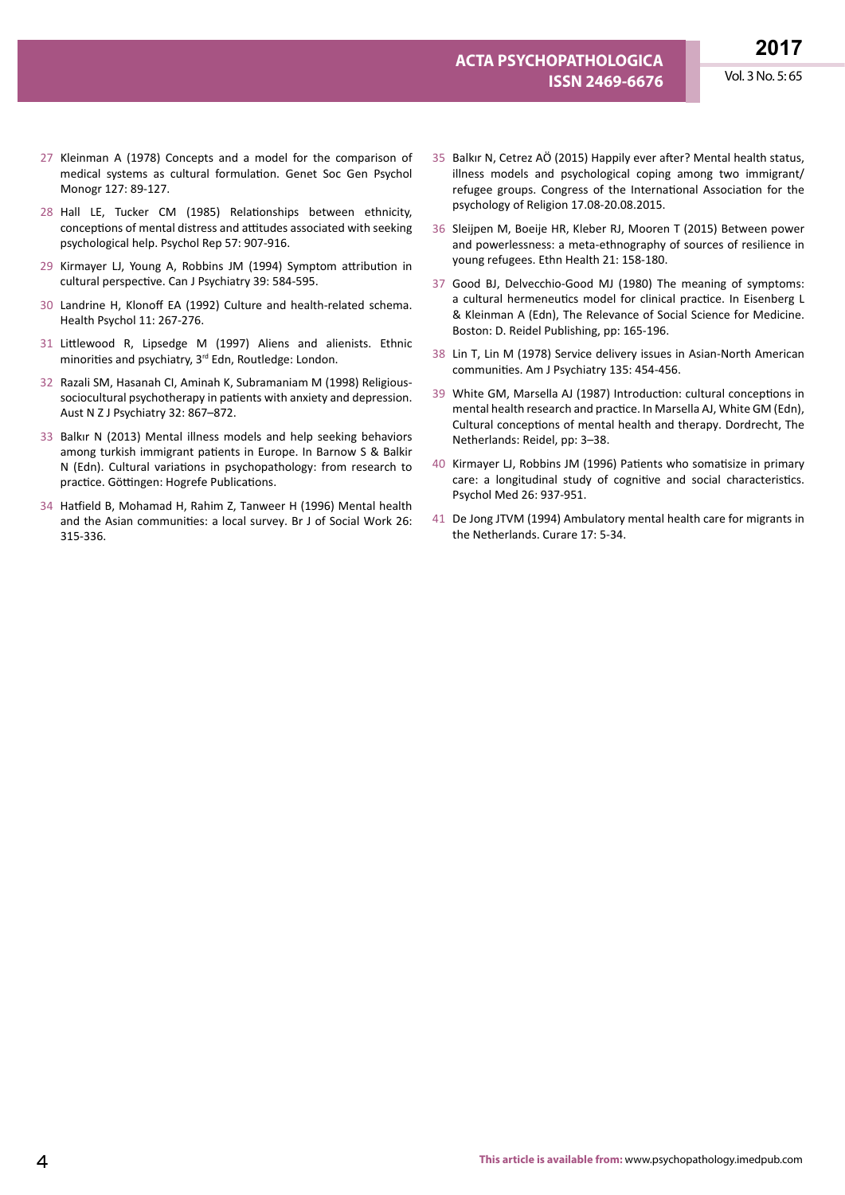27 Kleinman A (1978) Concepts and a model for the comparison of medical systems as cultural formulation. Genet Soc Gen Psychol Monogr 127: 89-127.

28 Hall LE, Tucker CM (1985) Relationships between ethnicity, conceptions of mental distress and attitudes associated with seeking psychological help. Psychol Rep 57: 907-916.

29 Kirmayer LJ, Young A, Robbins JM (1994) Symptom attribution in cultural perspective. Can J Psychiatry 39: 584-595.

30 Landrine H, Klonoff EA (1992) Culture and health-related schema. Health Psychol 11: 267-276.

31 Littlewood R, Lipsedge M (1997) Aliens and alienists. Ethnic minorities and psychiatry, 3rd Edn, Routledge: London.

32 Razali SM, Hasanah CI, Aminah K, Subramaniam M (1998) Religious-sociocultural psychotherapy in patients with anxiety and depression. Aust N Z J Psychiatry 32: 867–872.

33 Balkır N (2013) Mental illness models and help seeking behaviors among turkish immigrant patients in Europe. In Barnow S & Balkir N (Edn). Cultural variations in psychopathology: from research to practice. Göttingen: Hogrefe Publications.

34 Hatfield B, Mohamad H, Rahim Z, Tanweer H (1996) Mental health and the Asian communities: a local survey. Br J of Social Work 26: 315-336.

35 Balkır N, Cetrez AÖ (2015) Happily ever after? Mental health status, illness models and psychological coping among two immigrant/refugee groups. Congress of the International Association for the psychology of Religion 17.08-20.08.2015.

36 Sleijpen M, Boeije HR, Kleber RJ, Mooren T (2015) Between power and powerlessness: a meta-ethnography of sources of resilience in young refugees. Ethn Health 21: 158-180.

37 Good BJ, Delvecchio-Good MJ (1980) The meaning of symptoms: a cultural hermeneutics model for clinical practice. In Eisenberg L & Kleinman A (Edn), The Relevance of Social Science for Medicine. Boston: D. Reidel Publishing, pp: 165-196.

38 Lin T, Lin M (1978) Service delivery issues in Asian-North American communities. Am J Psychiatry 135: 454-456.

39 White GM, Marsella AJ (1987) Introduction: cultural conceptions in mental health research and practice. In Marsella AJ, White GM (Edn), Cultural conceptions of mental health and therapy. Dordrecht, The Netherlands: Reidel, pp: 3–38.

40 Kirmayer LJ, Robbins JM (1996) Patients who somatisize in primary care: a longitudinal study of cognitive and social characteristics. Psychol Med 26: 937-951.

41 De Jong JTVM (1994) Ambulatory mental health care for migrants in the Netherlands. Curare 17: 5-34.